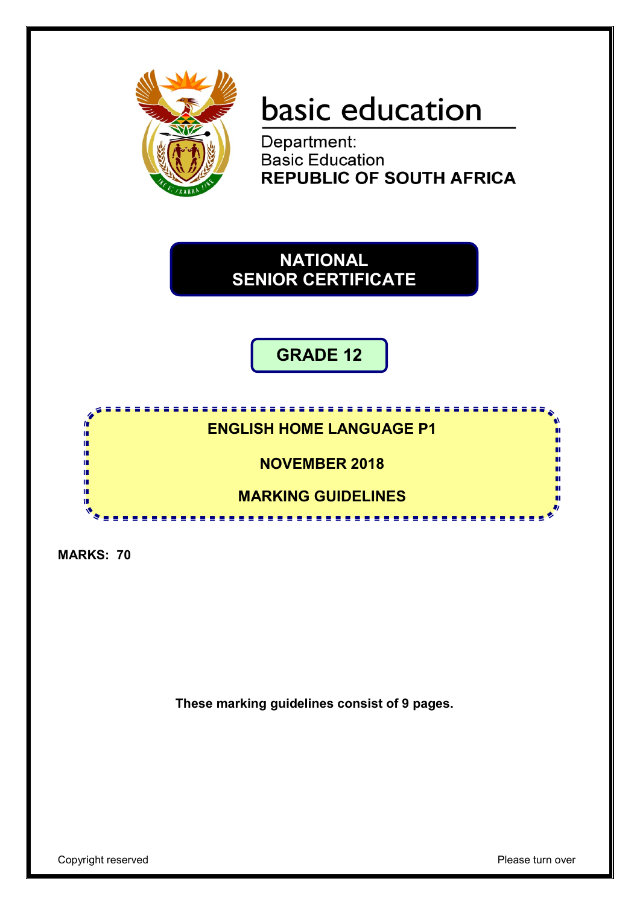basic education

Department:
Basic Education
**REPUBLIC OF SOUTH AFRICA**

# NATIONAL SENIOR CERTIFICATE

## GRADE 12

**ENGLISH HOME LANGUAGE P1**

**NOVEMBER 2018**

**MARKING GUIDELINES**

**MARKS: 70**

**These marking guidelines consist of 9 pages.**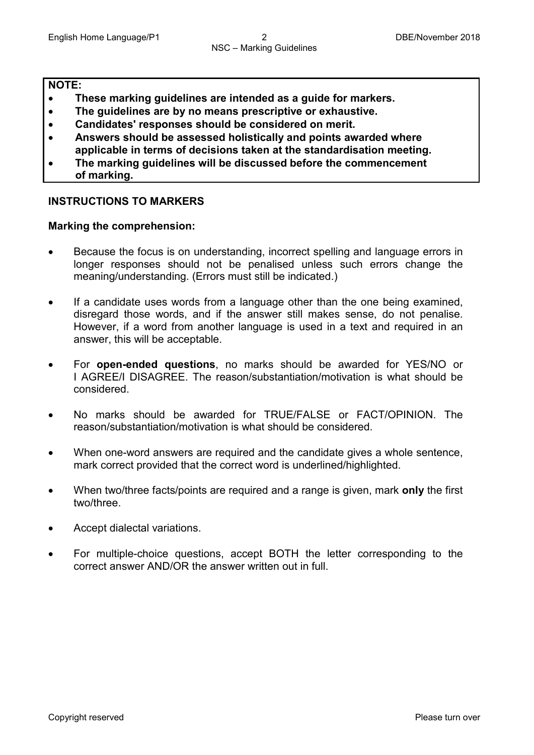**NOTE:**

- **These marking guidelines are intended as a guide for markers.**
- **The guidelines are by no means prescriptive or exhaustive.**
- **Candidates' responses should be considered on merit.**
- **Answers should be assessed holistically and points awarded where applicable in terms of decisions taken at the standardisation meeting.**
- **The marking guidelines will be discussed before the commencement of marking.**

## INSTRUCTIONS TO MARKERS

### Marking the comprehension:

- Because the focus is on understanding, incorrect spelling and language errors in longer responses should not be penalised unless such errors change the meaning/understanding. (Errors must still be indicated.)
- If a candidate uses words from a language other than the one being examined, disregard those words, and if the answer still makes sense, do not penalise. However, if a word from another language is used in a text and required in an answer, this will be acceptable.
- For **open-ended questions**, no marks should be awarded for YES/NO or I AGREE/I DISAGREE. The reason/substantiation/motivation is what should be considered.
- No marks should be awarded for TRUE/FALSE or FACT/OPINION. The reason/substantiation/motivation is what should be considered.
- When one-word answers are required and the candidate gives a whole sentence, mark correct provided that the correct word is underlined/highlighted.
- When two/three facts/points are required and a range is given, mark **only** the first two/three.
- Accept dialectal variations.
- For multiple-choice questions, accept BOTH the letter corresponding to the correct answer AND/OR the answer written out in full.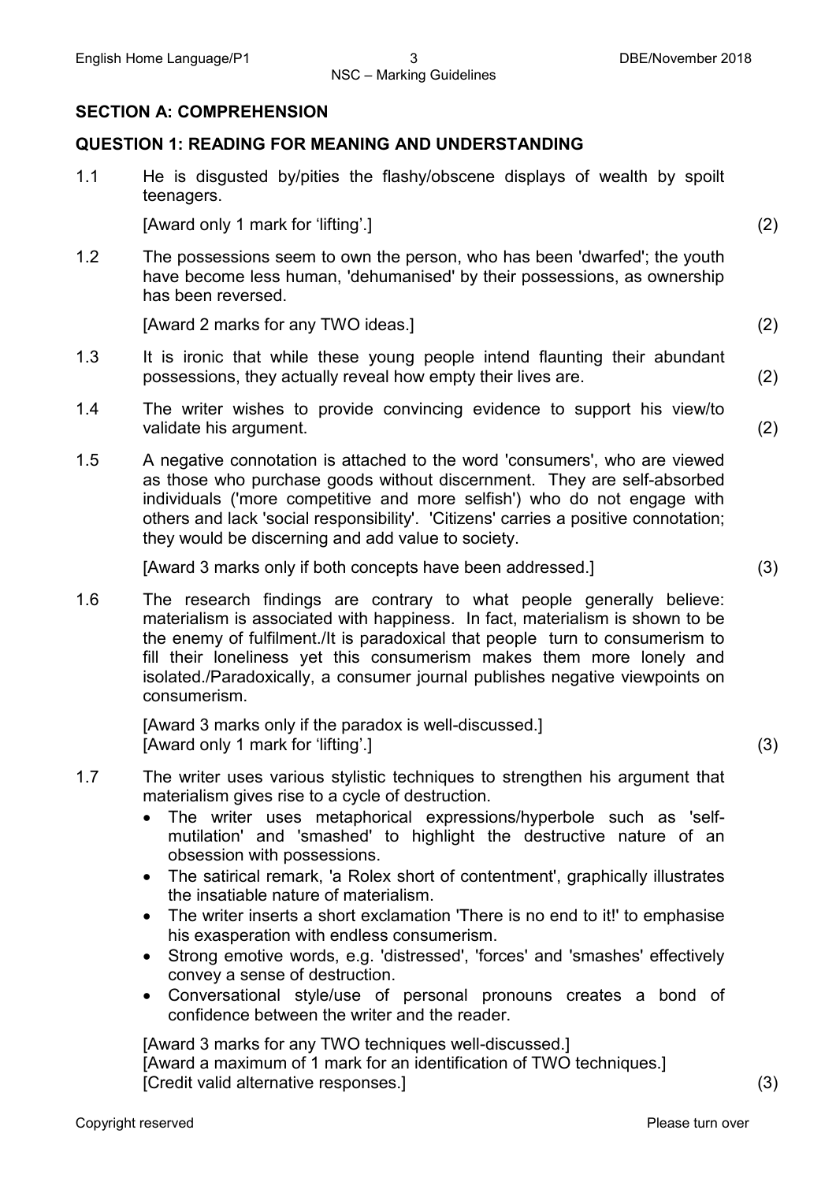## SECTION A: COMPREHENSION

### QUESTION 1: READING FOR MEANING AND UNDERSTANDING

1.1 He is disgusted by/pities the flashy/obscene displays of wealth by spoilt teenagers.

[Award only 1 mark for 'lifting'.] (2)

1.2 The possessions seem to own the person, who has been 'dwarfed'; the youth have become less human, 'dehumanised' by their possessions, as ownership has been reversed.

[Award 2 marks for any TWO ideas.] (2)

1.3 It is ironic that while these young people intend flaunting their abundant possessions, they actually reveal how empty their lives are. (2)

1.4 The writer wishes to provide convincing evidence to support his view/to validate his argument. (2)

1.5 A negative connotation is attached to the word 'consumers', who are viewed as those who purchase goods without discernment. They are self-absorbed individuals ('more competitive and more selfish') who do not engage with others and lack 'social responsibility'. 'Citizens' carries a positive connotation; they would be discerning and add value to society.

[Award 3 marks only if both concepts have been addressed.] (3)

1.6 The research findings are contrary to what people generally believe: materialism is associated with happiness. In fact, materialism is shown to be the enemy of fulfilment./It is paradoxical that people turn to consumerism to fill their loneliness yet this consumerism makes them more lonely and isolated./Paradoxically, a consumer journal publishes negative viewpoints on consumerism.

[Award 3 marks only if the paradox is well-discussed.]
[Award only 1 mark for 'lifting'.] (3)

1.7 The writer uses various stylistic techniques to strengthen his argument that materialism gives rise to a cycle of destruction.

- The writer uses metaphorical expressions/hyperbole such as 'self-mutilation' and 'smashed' to highlight the destructive nature of an obsession with possessions.
- The satirical remark, 'a Rolex short of contentment', graphically illustrates the insatiable nature of materialism.
- The writer inserts a short exclamation 'There is no end to it!' to emphasise his exasperation with endless consumerism.
- Strong emotive words, e.g. 'distressed', 'forces' and 'smashes' effectively convey a sense of destruction.
- Conversational style/use of personal pronouns creates a bond of confidence between the writer and the reader.

[Award 3 marks for any TWO techniques well-discussed.]
[Award a maximum of 1 mark for an identification of TWO techniques.]
[Credit valid alternative responses.] (3)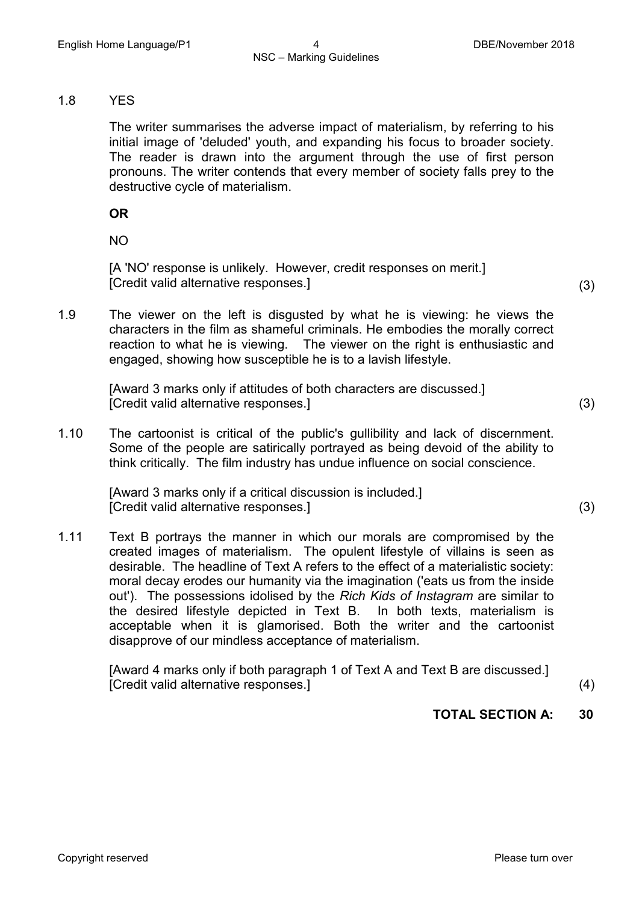1.8 YES

The writer summarises the adverse impact of materialism, by referring to his initial image of 'deluded' youth, and expanding his focus to broader society. The reader is drawn into the argument through the use of first person pronouns. The writer contends that every member of society falls prey to the destructive cycle of materialism.

**OR**

NO

[A 'NO' response is unlikely. However, credit responses on merit.]
[Credit valid alternative responses.] (3)

1.9 The viewer on the left is disgusted by what he is viewing: he views the characters in the film as shameful criminals. He embodies the morally correct reaction to what he is viewing. The viewer on the right is enthusiastic and engaged, showing how susceptible he is to a lavish lifestyle.

[Award 3 marks only if attitudes of both characters are discussed.]
[Credit valid alternative responses.] (3)

1.10 The cartoonist is critical of the public's gullibility and lack of discernment. Some of the people are satirically portrayed as being devoid of the ability to think critically. The film industry has undue influence on social conscience.

[Award 3 marks only if a critical discussion is included.]
[Credit valid alternative responses.] (3)

1.11 Text B portrays the manner in which our morals are compromised by the created images of materialism. The opulent lifestyle of villains is seen as desirable. The headline of Text A refers to the effect of a materialistic society: moral decay erodes our humanity via the imagination ('eats us from the inside out'). The possessions idolised by the *Rich Kids of Instagram* are similar to the desired lifestyle depicted in Text B. In both texts, materialism is acceptable when it is glamorised. Both the writer and the cartoonist disapprove of our mindless acceptance of materialism.

[Award 4 marks only if both paragraph 1 of Text A and Text B are discussed.]
[Credit valid alternative responses.] (4)

**TOTAL SECTION A: 30**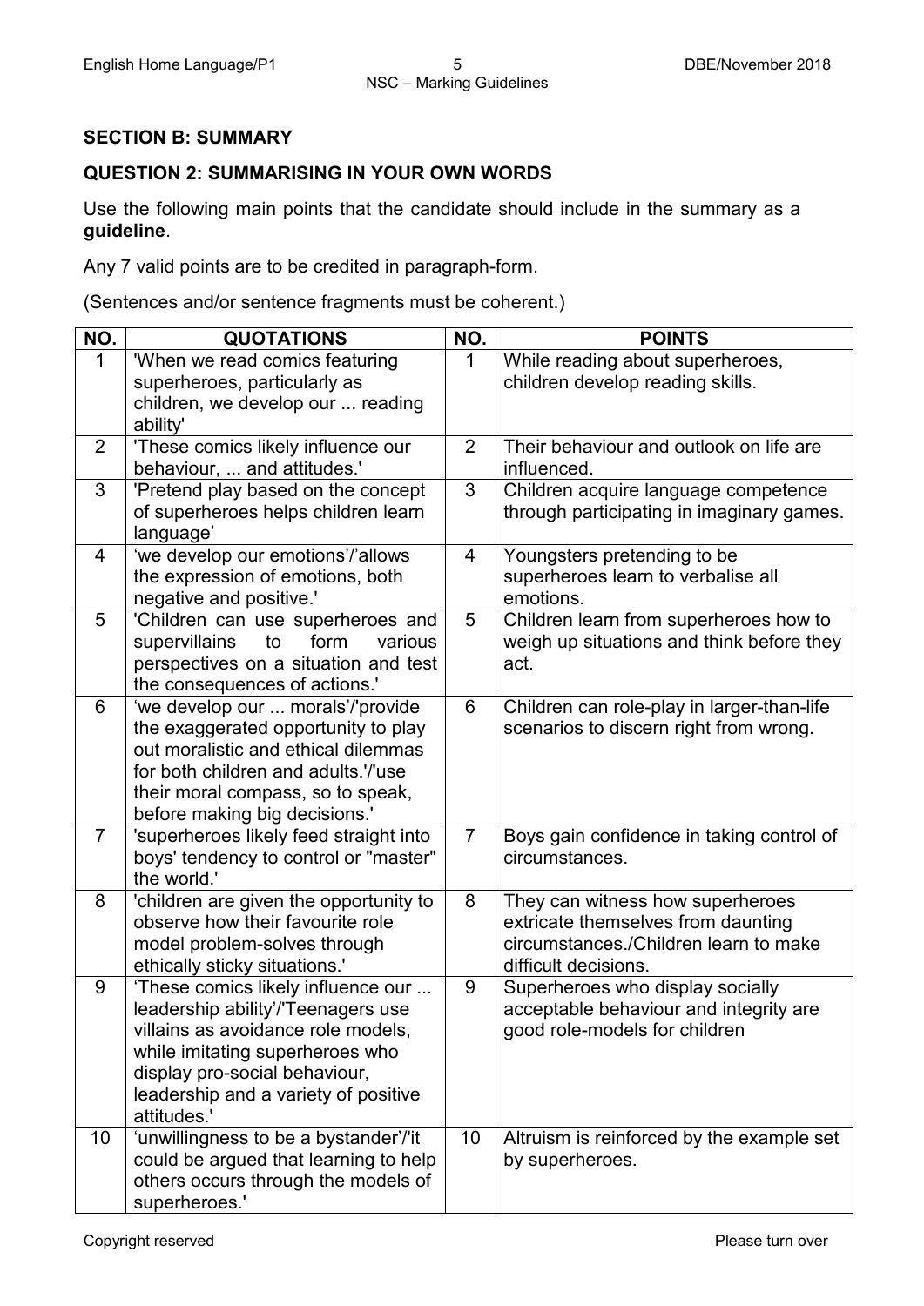## SECTION B: SUMMARY

## QUESTION 2: SUMMARISING IN YOUR OWN WORDS

Use the following main points that the candidate should include in the summary as a **guideline**.

Any 7 valid points are to be credited in paragraph-form.

(Sentences and/or sentence fragments must be coherent.)

| NO. | QUOTATIONS | NO. | POINTS |
|---|---|---|---|
| 1 | 'When we read comics featuring superheroes, particularly as children, we develop our ... reading ability' | 1 | While reading about superheroes, children develop reading skills. |
| 2 | 'These comics likely influence our behaviour, ... and attitudes.' | 2 | Their behaviour and outlook on life are influenced. |
| 3 | 'Pretend play based on the concept of superheroes helps children learn language' | 3 | Children acquire language competence through participating in imaginary games. |
| 4 | 'we develop our emotions'/'allows the expression of emotions, both negative and positive.' | 4 | Youngsters pretending to be superheroes learn to verbalise all emotions. |
| 5 | 'Children can use superheroes and supervillains to form various perspectives on a situation and test the consequences of actions.' | 5 | Children learn from superheroes how to weigh up situations and think before they act. |
| 6 | 'we develop our ... morals'/'provide the exaggerated opportunity to play out moralistic and ethical dilemmas for both children and adults.'/'use their moral compass, so to speak, before making big decisions.' | 6 | Children can role-play in larger-than-life scenarios to discern right from wrong. |
| 7 | 'superheroes likely feed straight into boys' tendency to control or "master" the world.' | 7 | Boys gain confidence in taking control of circumstances. |
| 8 | 'children are given the opportunity to observe how their favourite role model problem-solves through ethically sticky situations.' | 8 | They can witness how superheroes extricate themselves from daunting circumstances./Children learn to make difficult decisions. |
| 9 | 'These comics likely influence our ... leadership ability'/'Teenagers use villains as avoidance role models, while imitating superheroes who display pro-social behaviour, leadership and a variety of positive attitudes.' | 9 | Superheroes who display socially acceptable behaviour and integrity are good role-models for children |
| 10 | 'unwillingness to be a bystander'/'it could be argued that learning to help others occurs through the models of superheroes.' | 10 | Altruism is reinforced by the example set by superheroes. |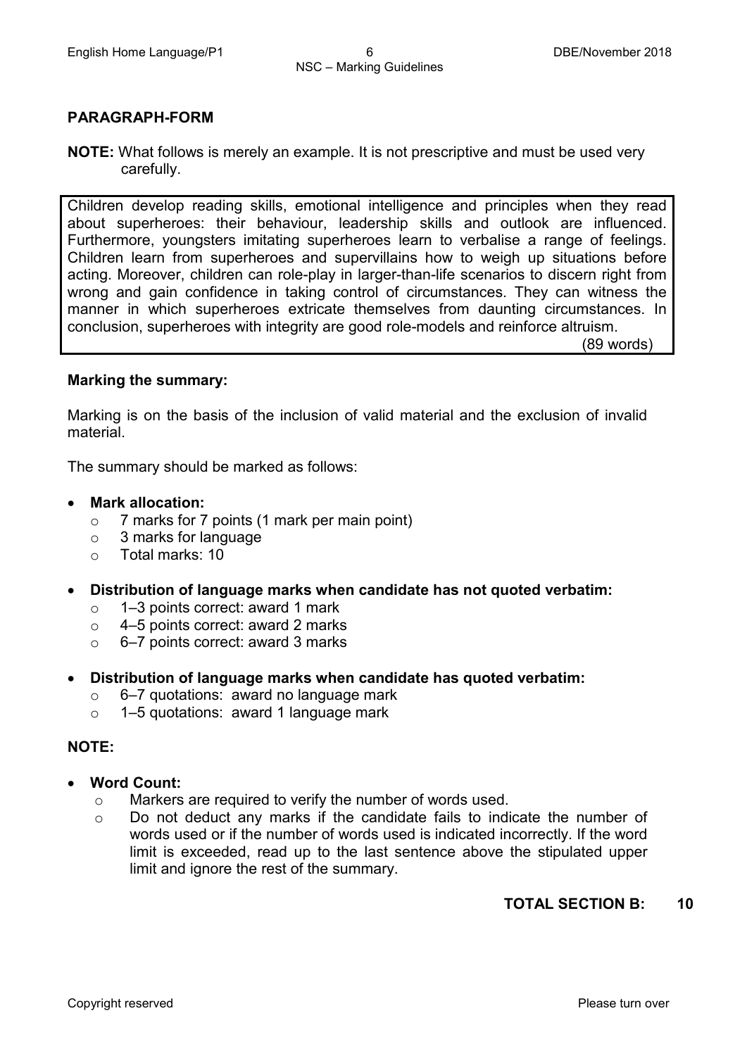## PARAGRAPH-FORM

**NOTE:** What follows is merely an example. It is not prescriptive and must be used very carefully.

> Children develop reading skills, emotional intelligence and principles when they read about superheroes: their behaviour, leadership skills and outlook are influenced. Furthermore, youngsters imitating superheroes learn to verbalise a range of feelings. Children learn from superheroes and supervillains how to weigh up situations before acting. Moreover, children can role-play in larger-than-life scenarios to discern right from wrong and gain confidence in taking control of circumstances. They can witness the manner in which superheroes extricate themselves from daunting circumstances. In conclusion, superheroes with integrity are good role-models and reinforce altruism.
>
> (89 words)

**Marking the summary:**

Marking is on the basis of the inclusion of valid material and the exclusion of invalid material.

The summary should be marked as follows:

- **Mark allocation:**
  - 7 marks for 7 points (1 mark per main point)
  - 3 marks for language
  - Total marks: 10

- **Distribution of language marks when candidate has not quoted verbatim:**
  - 1–3 points correct: award 1 mark
  - 4–5 points correct: award 2 marks
  - 6–7 points correct: award 3 marks

- **Distribution of language marks when candidate has quoted verbatim:**
  - 6–7 quotations: award no language mark
  - 1–5 quotations: award 1 language mark

**NOTE:**

- **Word Count:**
  - Markers are required to verify the number of words used.
  - Do not deduct any marks if the candidate fails to indicate the number of words used or if the number of words used is indicated incorrectly. If the word limit is exceeded, read up to the last sentence above the stipulated upper limit and ignore the rest of the summary.

**TOTAL SECTION B: 10**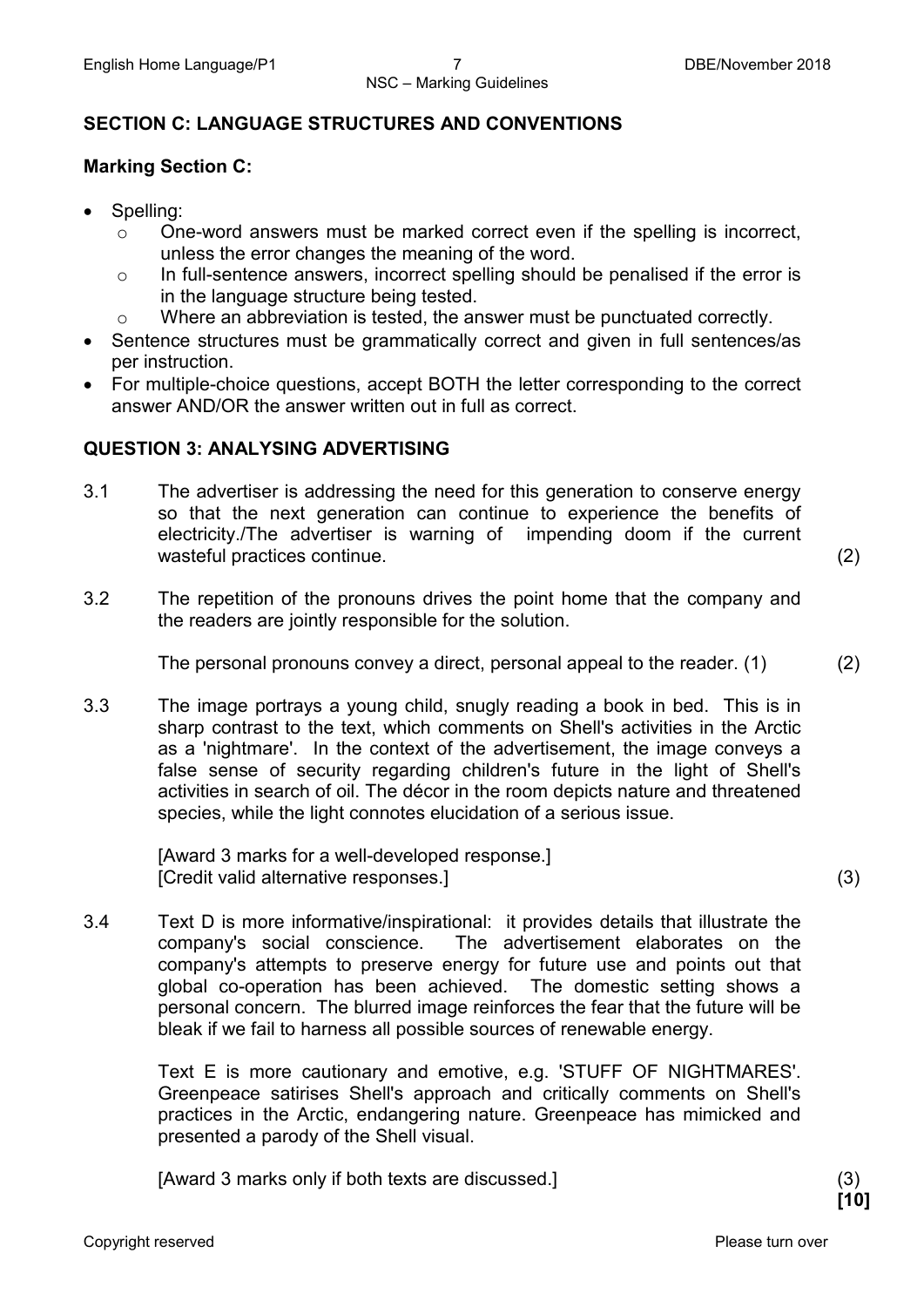## SECTION C: LANGUAGE STRUCTURES AND CONVENTIONS

**Marking Section C:**

- Spelling:
  - One-word answers must be marked correct even if the spelling is incorrect, unless the error changes the meaning of the word.
  - In full-sentence answers, incorrect spelling should be penalised if the error is in the language structure being tested.
  - Where an abbreviation is tested, the answer must be punctuated correctly.
- Sentence structures must be grammatically correct and given in full sentences/as per instruction.
- For multiple-choice questions, accept BOTH the letter corresponding to the correct answer AND/OR the answer written out in full as correct.

## QUESTION 3: ANALYSING ADVERTISING

3.1 The advertiser is addressing the need for this generation to conserve energy so that the next generation can continue to experience the benefits of electricity./The advertiser is warning of impending doom if the current wasteful practices continue. (2)

3.2 The repetition of the pronouns drives the point home that the company and the readers are jointly responsible for the solution.

The personal pronouns convey a direct, personal appeal to the reader. (1) (2)

3.3 The image portrays a young child, snugly reading a book in bed. This is in sharp contrast to the text, which comments on Shell's activities in the Arctic as a 'nightmare'. In the context of the advertisement, the image conveys a false sense of security regarding children's future in the light of Shell's activities in search of oil. The décor in the room depicts nature and threatened species, while the light connotes elucidation of a serious issue.

[Award 3 marks for a well-developed response.]
[Credit valid alternative responses.] (3)

3.4 Text D is more informative/inspirational: it provides details that illustrate the company's social conscience. The advertisement elaborates on the company's attempts to preserve energy for future use and points out that global co-operation has been achieved. The domestic setting shows a personal concern. The blurred image reinforces the fear that the future will be bleak if we fail to harness all possible sources of renewable energy.

Text E is more cautionary and emotive, e.g. 'STUFF OF NIGHTMARES'. Greenpeace satirises Shell's approach and critically comments on Shell's practices in the Arctic, endangering nature. Greenpeace has mimicked and presented a parody of the Shell visual.

[Award 3 marks only if both texts are discussed.] (3)

**[10]**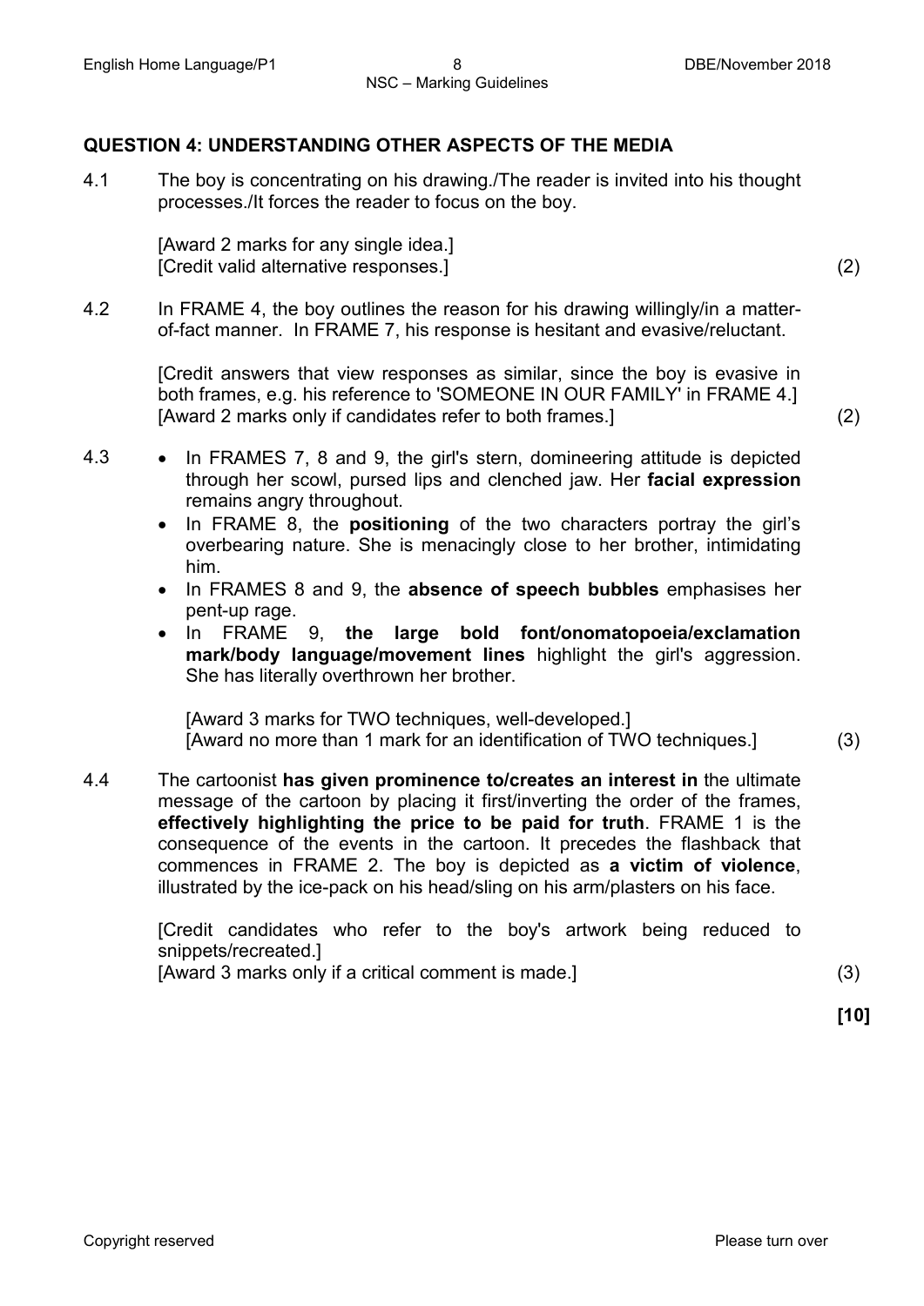## QUESTION 4: UNDERSTANDING OTHER ASPECTS OF THE MEDIA

4.1 The boy is concentrating on his drawing./The reader is invited into his thought processes./It forces the reader to focus on the boy.

[Award 2 marks for any single idea.]
[Credit valid alternative responses.] (2)

4.2 In FRAME 4, the boy outlines the reason for his drawing willingly/in a matter-of-fact manner. In FRAME 7, his response is hesitant and evasive/reluctant.

[Credit answers that view responses as similar, since the boy is evasive in both frames, e.g. his reference to 'SOMEONE IN OUR FAMILY' in FRAME 4.]
[Award 2 marks only if candidates refer to both frames.] (2)

4.3
- In FRAMES 7, 8 and 9, the girl's stern, domineering attitude is depicted through her scowl, pursed lips and clenched jaw. Her **facial expression** remains angry throughout.
- In FRAME 8, the **positioning** of the two characters portray the girl's overbearing nature. She is menacingly close to her brother, intimidating him.
- In FRAMES 8 and 9, the **absence of speech bubbles** emphasises her pent-up rage.
- In FRAME 9, **the large bold font/onomatopoeia/exclamation mark/body language/movement lines** highlight the girl's aggression. She has literally overthrown her brother.

[Award 3 marks for TWO techniques, well-developed.]
[Award no more than 1 mark for an identification of TWO techniques.] (3)

4.4 The cartoonist **has given prominence to/creates an interest in** the ultimate message of the cartoon by placing it first/inverting the order of the frames, **effectively highlighting the price to be paid for truth**. FRAME 1 is the consequence of the events in the cartoon. It precedes the flashback that commences in FRAME 2. The boy is depicted as **a victim of violence**, illustrated by the ice-pack on his head/sling on his arm/plasters on his face.

[Credit candidates who refer to the boy's artwork being reduced to snippets/recreated.]
[Award 3 marks only if a critical comment is made.] (3)

**[10]**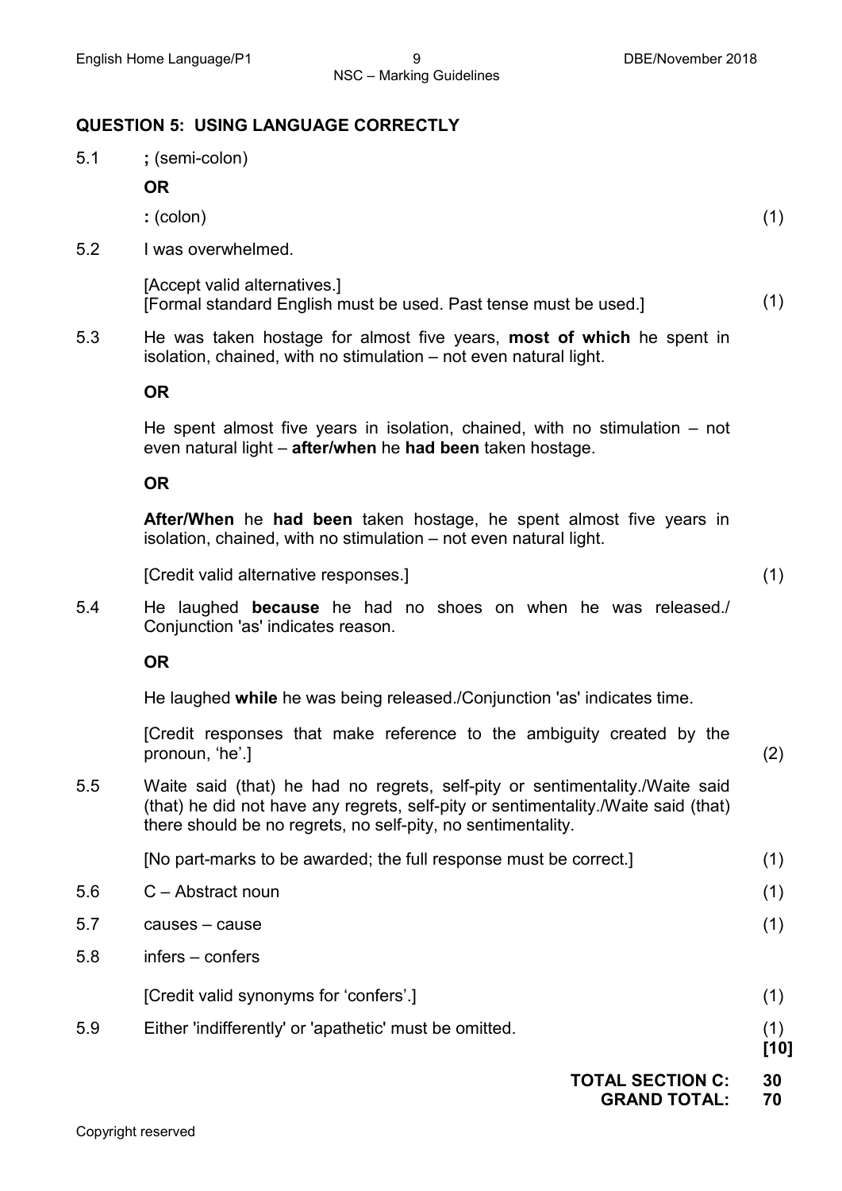## QUESTION 5: USING LANGUAGE CORRECTLY

5.1 **;** (semi-colon)

**OR**

**:** (colon) (1)

5.2 I was overwhelmed.

[Accept valid alternatives.]
[Formal standard English must be used. Past tense must be used.] (1)

5.3 He was taken hostage for almost five years, **most of which** he spent in isolation, chained, with no stimulation – not even natural light.

**OR**

He spent almost five years in isolation, chained, with no stimulation – not even natural light – **after/when** he **had been** taken hostage.

**OR**

**After/When** he **had been** taken hostage, he spent almost five years in isolation, chained, with no stimulation – not even natural light.

[Credit valid alternative responses.] (1)

5.4 He laughed **because** he had no shoes on when he was released./ Conjunction 'as' indicates reason.

**OR**

He laughed **while** he was being released./Conjunction 'as' indicates time.

[Credit responses that make reference to the ambiguity created by the pronoun, 'he'.] (2)

5.5 Waite said (that) he had no regrets, self-pity or sentimentality./Waite said (that) he did not have any regrets, self-pity or sentimentality./Waite said (that) there should be no regrets, no self-pity, no sentimentality.

[No part-marks to be awarded; the full response must be correct.] (1)

5.6 C – Abstract noun (1)

5.7 causes – cause (1)

5.8 infers – confers

[Credit valid synonyms for 'confers'.] (1)

5.9 Either 'indifferently' or 'apathetic' must be omitted. (1)

**[10]**

**TOTAL SECTION C: 30**

**GRAND TOTAL: 70**